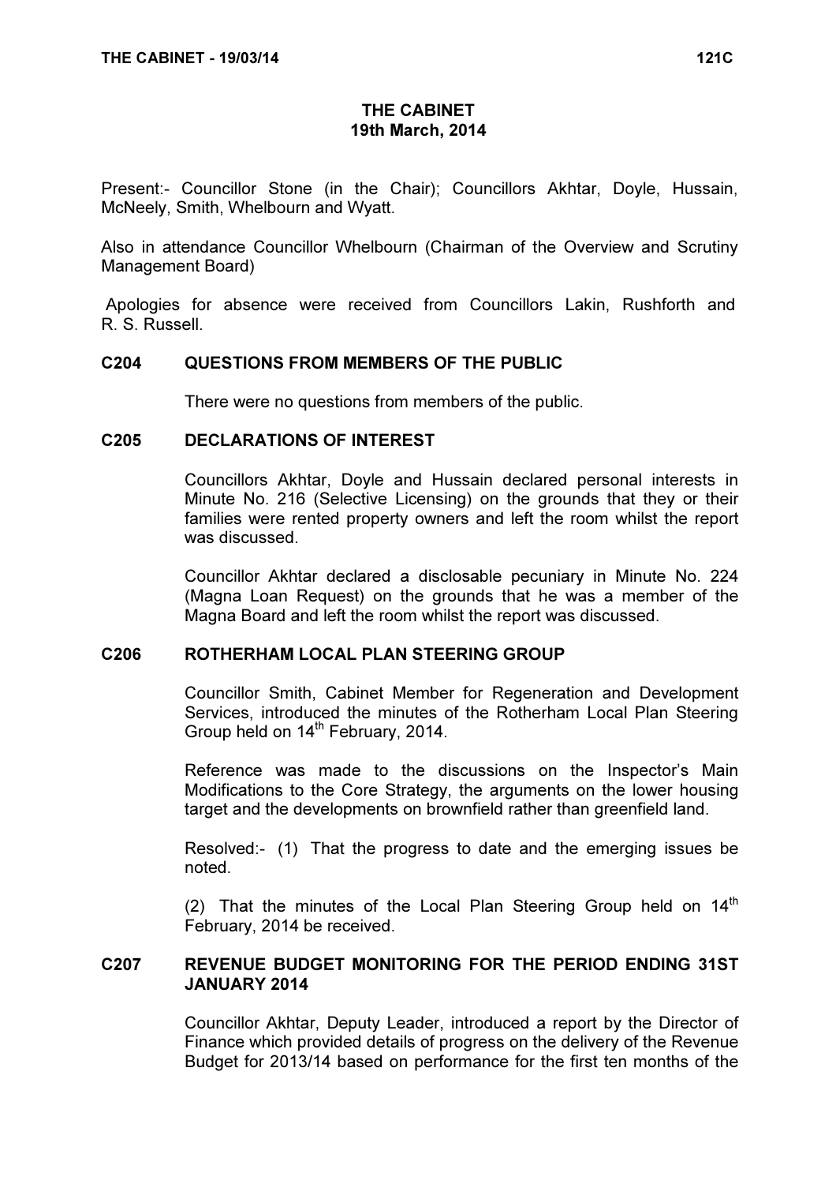# THE CABINET
## 19th March, 2014

Present:- Councillor Stone (in the Chair); Councillors Akhtar, Doyle, Hussain, McNeely, Smith, Whelbourn and Wyatt.

Also in attendance Councillor Whelbourn (Chairman of the Overview and Scrutiny Management Board)

Apologies for absence were received from Councillors Lakin, Rushforth and R. S. Russell.

### C204 QUESTIONS FROM MEMBERS OF THE PUBLIC

There were no questions from members of the public.

### C205 DECLARATIONS OF INTEREST

Councillors Akhtar, Doyle and Hussain declared personal interests in Minute No. 216 (Selective Licensing) on the grounds that they or their families were rented property owners and left the room whilst the report was discussed.

Councillor Akhtar declared a disclosable pecuniary in Minute No. 224 (Magna Loan Request) on the grounds that he was a member of the Magna Board and left the room whilst the report was discussed.

### C206 ROTHERHAM LOCAL PLAN STEERING GROUP

Councillor Smith, Cabinet Member for Regeneration and Development Services, introduced the minutes of the Rotherham Local Plan Steering Group held on 14th February, 2014.

Reference was made to the discussions on the Inspector's Main Modifications to the Core Strategy, the arguments on the lower housing target and the developments on brownfield rather than greenfield land.

Resolved:- (1) That the progress to date and the emerging issues be noted.

(2) That the minutes of the Local Plan Steering Group held on 14th February, 2014 be received.

### C207 REVENUE BUDGET MONITORING FOR THE PERIOD ENDING 31ST JANUARY 2014

Councillor Akhtar, Deputy Leader, introduced a report by the Director of Finance which provided details of progress on the delivery of the Revenue Budget for 2013/14 based on performance for the first ten months of the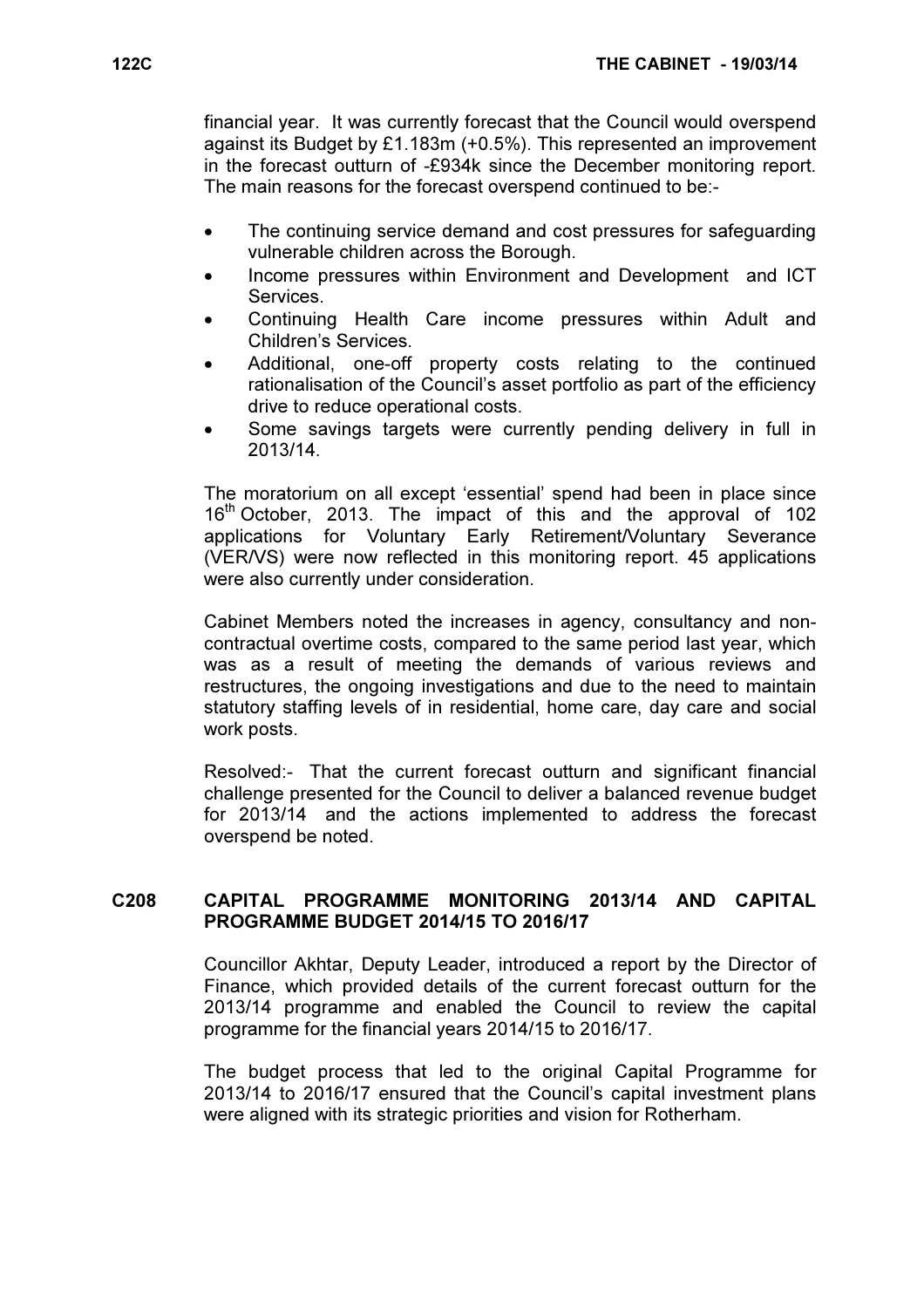financial year. It was currently forecast that the Council would overspend against its Budget by £1.183m (+0.5%). This represented an improvement in the forecast outturn of -£934k since the December monitoring report. The main reasons for the forecast overspend continued to be:-

- The continuing service demand and cost pressures for safeguarding vulnerable children across the Borough.
- Income pressures within Environment and Development and ICT Services.
- Continuing Health Care income pressures within Adult and Children's Services.
- Additional, one-off property costs relating to the continued rationalisation of the Council's asset portfolio as part of the efficiency drive to reduce operational costs.
- Some savings targets were currently pending delivery in full in 2013/14.

The moratorium on all except 'essential' spend had been in place since 16th October, 2013. The impact of this and the approval of 102 applications for Voluntary Early Retirement/Voluntary Severance (VER/VS) were now reflected in this monitoring report. 45 applications were also currently under consideration.

Cabinet Members noted the increases in agency, consultancy and non-contractual overtime costs, compared to the same period last year, which was as a result of meeting the demands of various reviews and restructures, the ongoing investigations and due to the need to maintain statutory staffing levels of in residential, home care, day care and social work posts.

Resolved:- That the current forecast outturn and significant financial challenge presented for the Council to deliver a balanced revenue budget for 2013/14 and the actions implemented to address the forecast overspend be noted.

## C208 CAPITAL PROGRAMME MONITORING 2013/14 AND CAPITAL PROGRAMME BUDGET 2014/15 TO 2016/17

Councillor Akhtar, Deputy Leader, introduced a report by the Director of Finance, which provided details of the current forecast outturn for the 2013/14 programme and enabled the Council to review the capital programme for the financial years 2014/15 to 2016/17.

The budget process that led to the original Capital Programme for 2013/14 to 2016/17 ensured that the Council's capital investment plans were aligned with its strategic priorities and vision for Rotherham.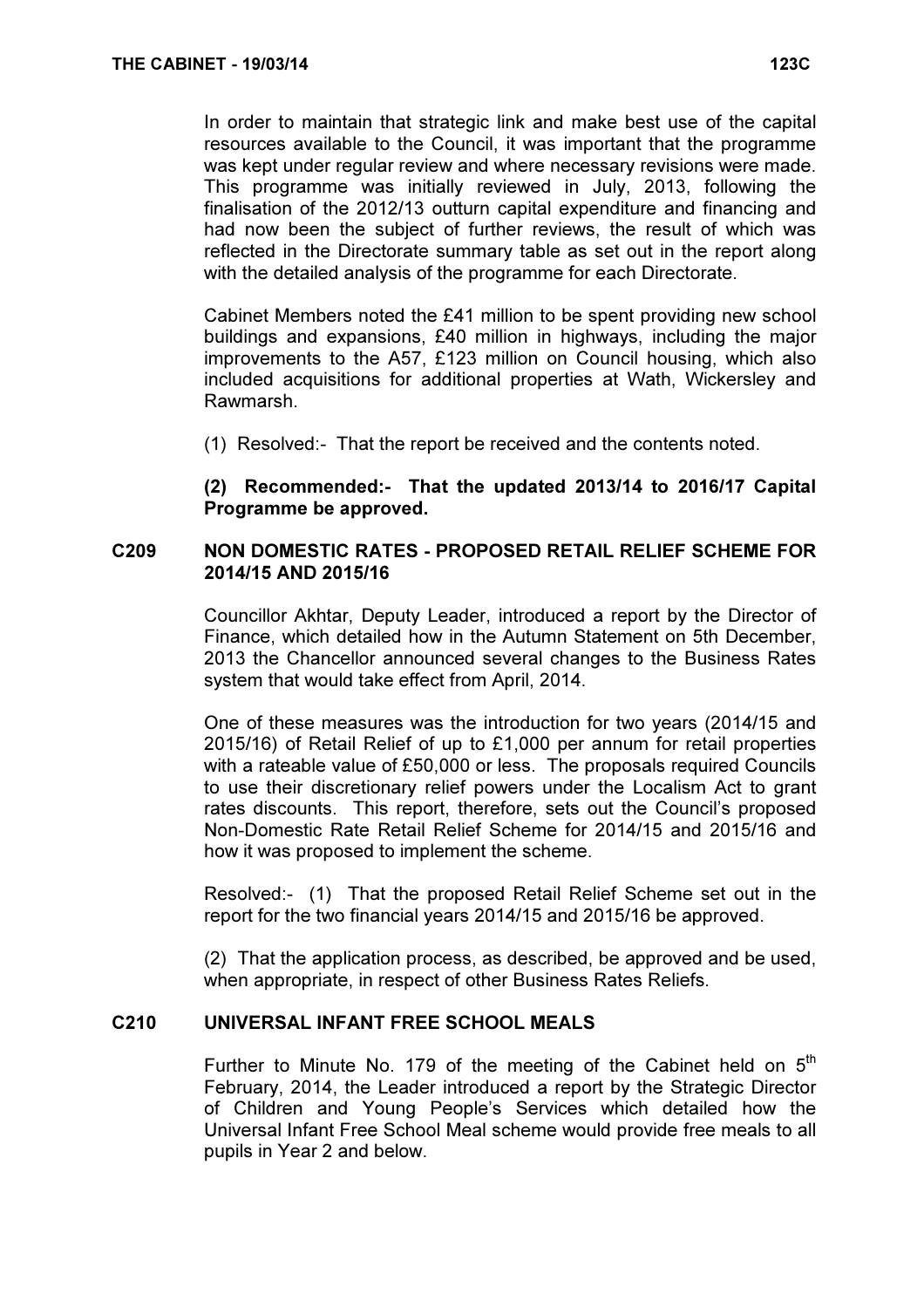In order to maintain that strategic link and make best use of the capital resources available to the Council, it was important that the programme was kept under regular review and where necessary revisions were made. This programme was initially reviewed in July, 2013, following the finalisation of the 2012/13 outturn capital expenditure and financing and had now been the subject of further reviews, the result of which was reflected in the Directorate summary table as set out in the report along with the detailed analysis of the programme for each Directorate.

Cabinet Members noted the £41 million to be spent providing new school buildings and expansions, £40 million in highways, including the major improvements to the A57, £123 million on Council housing, which also included acquisitions for additional properties at Wath, Wickersley and Rawmarsh.

(1) Resolved:- That the report be received and the contents noted.

**(2) Recommended:- That the updated 2013/14 to 2016/17 Capital Programme be approved.**

## C209 NON DOMESTIC RATES - PROPOSED RETAIL RELIEF SCHEME FOR 2014/15 AND 2015/16

Councillor Akhtar, Deputy Leader, introduced a report by the Director of Finance, which detailed how in the Autumn Statement on 5th December, 2013 the Chancellor announced several changes to the Business Rates system that would take effect from April, 2014.

One of these measures was the introduction for two years (2014/15 and 2015/16) of Retail Relief of up to £1,000 per annum for retail properties with a rateable value of £50,000 or less. The proposals required Councils to use their discretionary relief powers under the Localism Act to grant rates discounts. This report, therefore, sets out the Council's proposed Non-Domestic Rate Retail Relief Scheme for 2014/15 and 2015/16 and how it was proposed to implement the scheme.

Resolved:- (1) That the proposed Retail Relief Scheme set out in the report for the two financial years 2014/15 and 2015/16 be approved.

(2) That the application process, as described, be approved and be used, when appropriate, in respect of other Business Rates Reliefs.

## C210 UNIVERSAL INFANT FREE SCHOOL MEALS

Further to Minute No. 179 of the meeting of the Cabinet held on 5th February, 2014, the Leader introduced a report by the Strategic Director of Children and Young People's Services which detailed how the Universal Infant Free School Meal scheme would provide free meals to all pupils in Year 2 and below.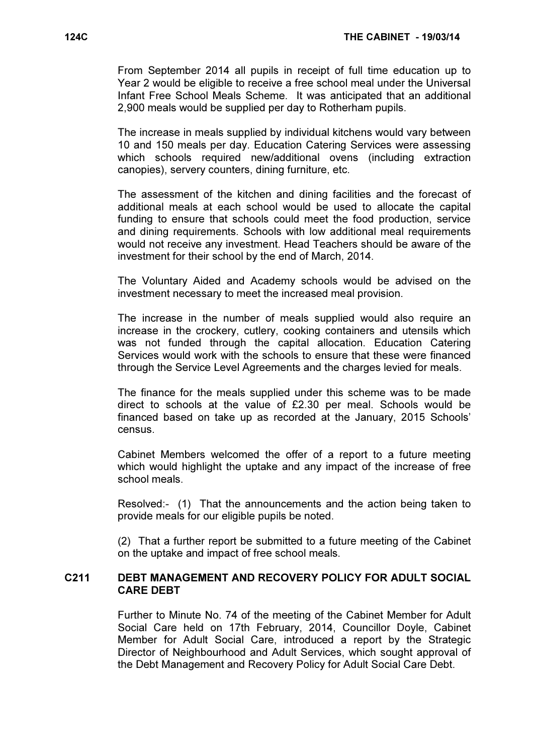From September 2014 all pupils in receipt of full time education up to Year 2 would be eligible to receive a free school meal under the Universal Infant Free School Meals Scheme. It was anticipated that an additional 2,900 meals would be supplied per day to Rotherham pupils.

The increase in meals supplied by individual kitchens would vary between 10 and 150 meals per day. Education Catering Services were assessing which schools required new/additional ovens (including extraction canopies), servery counters, dining furniture, etc.

The assessment of the kitchen and dining facilities and the forecast of additional meals at each school would be used to allocate the capital funding to ensure that schools could meet the food production, service and dining requirements. Schools with low additional meal requirements would not receive any investment. Head Teachers should be aware of the investment for their school by the end of March, 2014.

The Voluntary Aided and Academy schools would be advised on the investment necessary to meet the increased meal provision.

The increase in the number of meals supplied would also require an increase in the crockery, cutlery, cooking containers and utensils which was not funded through the capital allocation. Education Catering Services would work with the schools to ensure that these were financed through the Service Level Agreements and the charges levied for meals.

The finance for the meals supplied under this scheme was to be made direct to schools at the value of £2.30 per meal. Schools would be financed based on take up as recorded at the January, 2015 Schools' census.

Cabinet Members welcomed the offer of a report to a future meeting which would highlight the uptake and any impact of the increase of free school meals.

Resolved:- (1) That the announcements and the action being taken to provide meals for our eligible pupils be noted.

(2) That a further report be submitted to a future meeting of the Cabinet on the uptake and impact of free school meals.

## C211 DEBT MANAGEMENT AND RECOVERY POLICY FOR ADULT SOCIAL CARE DEBT

Further to Minute No. 74 of the meeting of the Cabinet Member for Adult Social Care held on 17th February, 2014, Councillor Doyle, Cabinet Member for Adult Social Care, introduced a report by the Strategic Director of Neighbourhood and Adult Services, which sought approval of the Debt Management and Recovery Policy for Adult Social Care Debt.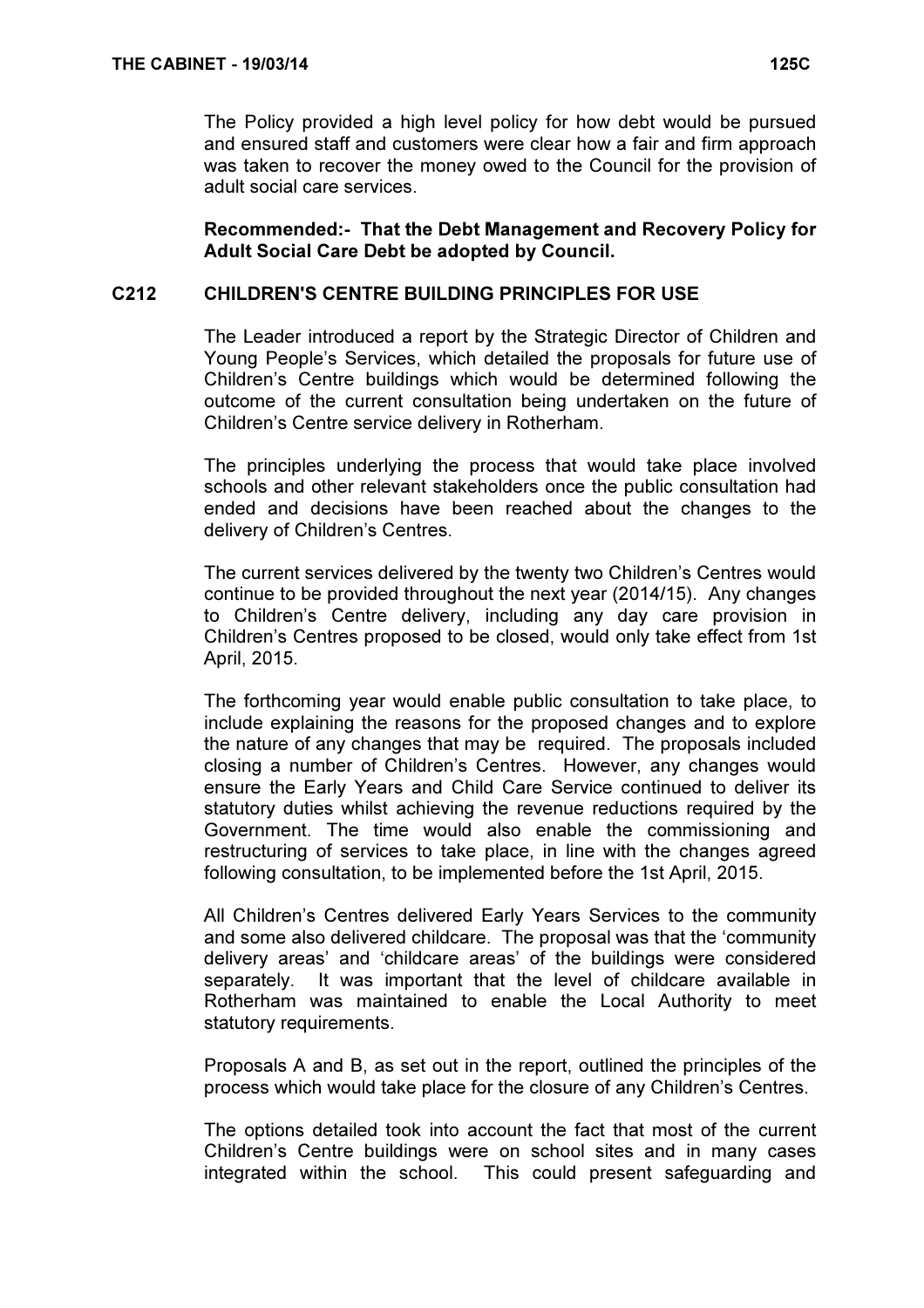The Policy provided a high level policy for how debt would be pursued and ensured staff and customers were clear how a fair and firm approach was taken to recover the money owed to the Council for the provision of adult social care services.

**Recommended:- That the Debt Management and Recovery Policy for Adult Social Care Debt be adopted by Council.**

## C212 CHILDREN'S CENTRE BUILDING PRINCIPLES FOR USE

The Leader introduced a report by the Strategic Director of Children and Young People's Services, which detailed the proposals for future use of Children's Centre buildings which would be determined following the outcome of the current consultation being undertaken on the future of Children's Centre service delivery in Rotherham.

The principles underlying the process that would take place involved schools and other relevant stakeholders once the public consultation had ended and decisions have been reached about the changes to the delivery of Children's Centres.

The current services delivered by the twenty two Children's Centres would continue to be provided throughout the next year (2014/15). Any changes to Children's Centre delivery, including any day care provision in Children's Centres proposed to be closed, would only take effect from 1st April, 2015.

The forthcoming year would enable public consultation to take place, to include explaining the reasons for the proposed changes and to explore the nature of any changes that may be required. The proposals included closing a number of Children's Centres. However, any changes would ensure the Early Years and Child Care Service continued to deliver its statutory duties whilst achieving the revenue reductions required by the Government. The time would also enable the commissioning and restructuring of services to take place, in line with the changes agreed following consultation, to be implemented before the 1st April, 2015.

All Children's Centres delivered Early Years Services to the community and some also delivered childcare. The proposal was that the 'community delivery areas' and 'childcare areas' of the buildings were considered separately. It was important that the level of childcare available in Rotherham was maintained to enable the Local Authority to meet statutory requirements.

Proposals A and B, as set out in the report, outlined the principles of the process which would take place for the closure of any Children's Centres.

The options detailed took into account the fact that most of the current Children's Centre buildings were on school sites and in many cases integrated within the school. This could present safeguarding and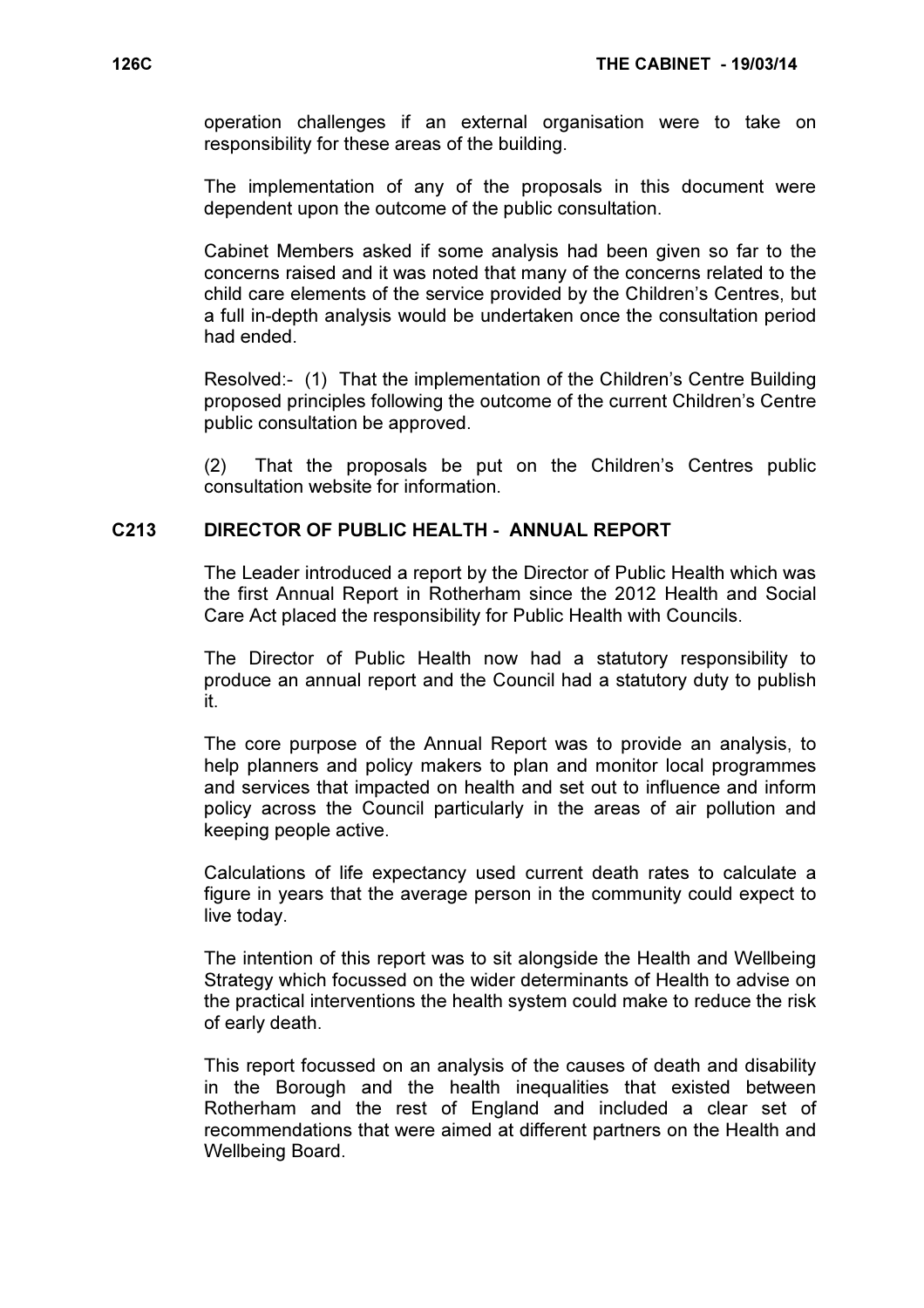operation challenges if an external organisation were to take on responsibility for these areas of the building.

The implementation of any of the proposals in this document were dependent upon the outcome of the public consultation.

Cabinet Members asked if some analysis had been given so far to the concerns raised and it was noted that many of the concerns related to the child care elements of the service provided by the Children's Centres, but a full in-depth analysis would be undertaken once the consultation period had ended.

Resolved:- (1) That the implementation of the Children's Centre Building proposed principles following the outcome of the current Children's Centre public consultation be approved.

(2) That the proposals be put on the Children's Centres public consultation website for information.

## C213 DIRECTOR OF PUBLIC HEALTH - ANNUAL REPORT

The Leader introduced a report by the Director of Public Health which was the first Annual Report in Rotherham since the 2012 Health and Social Care Act placed the responsibility for Public Health with Councils.

The Director of Public Health now had a statutory responsibility to produce an annual report and the Council had a statutory duty to publish it.

The core purpose of the Annual Report was to provide an analysis, to help planners and policy makers to plan and monitor local programmes and services that impacted on health and set out to influence and inform policy across the Council particularly in the areas of air pollution and keeping people active.

Calculations of life expectancy used current death rates to calculate a figure in years that the average person in the community could expect to live today.

The intention of this report was to sit alongside the Health and Wellbeing Strategy which focussed on the wider determinants of Health to advise on the practical interventions the health system could make to reduce the risk of early death.

This report focussed on an analysis of the causes of death and disability in the Borough and the health inequalities that existed between Rotherham and the rest of England and included a clear set of recommendations that were aimed at different partners on the Health and Wellbeing Board.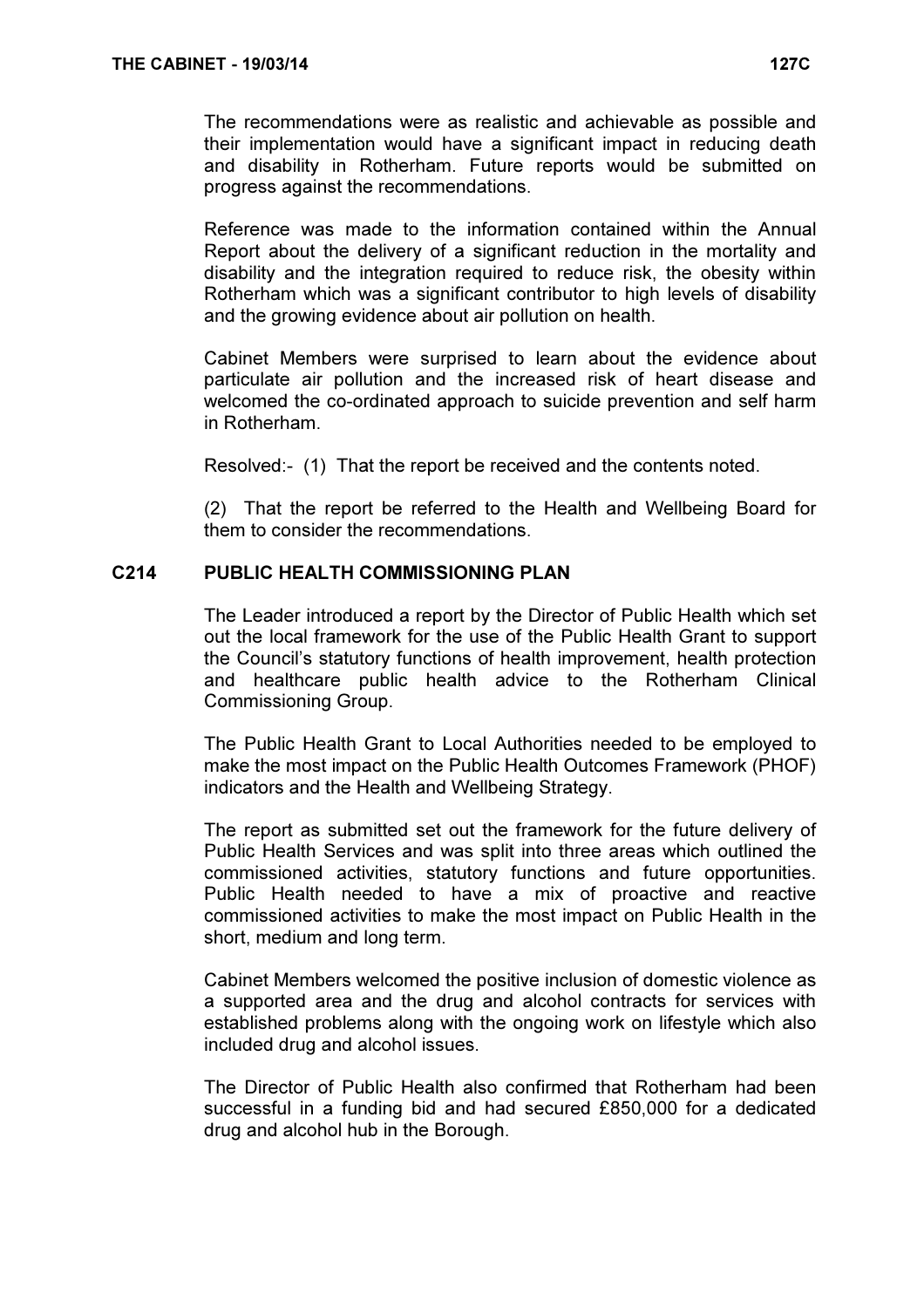The recommendations were as realistic and achievable as possible and their implementation would have a significant impact in reducing death and disability in Rotherham. Future reports would be submitted on progress against the recommendations.

Reference was made to the information contained within the Annual Report about the delivery of a significant reduction in the mortality and disability and the integration required to reduce risk, the obesity within Rotherham which was a significant contributor to high levels of disability and the growing evidence about air pollution on health.

Cabinet Members were surprised to learn about the evidence about particulate air pollution and the increased risk of heart disease and welcomed the co-ordinated approach to suicide prevention and self harm in Rotherham.

Resolved:- (1) That the report be received and the contents noted.

(2) That the report be referred to the Health and Wellbeing Board for them to consider the recommendations.

## C214 PUBLIC HEALTH COMMISSIONING PLAN

The Leader introduced a report by the Director of Public Health which set out the local framework for the use of the Public Health Grant to support the Council's statutory functions of health improvement, health protection and healthcare public health advice to the Rotherham Clinical Commissioning Group.

The Public Health Grant to Local Authorities needed to be employed to make the most impact on the Public Health Outcomes Framework (PHOF) indicators and the Health and Wellbeing Strategy.

The report as submitted set out the framework for the future delivery of Public Health Services and was split into three areas which outlined the commissioned activities, statutory functions and future opportunities. Public Health needed to have a mix of proactive and reactive commissioned activities to make the most impact on Public Health in the short, medium and long term.

Cabinet Members welcomed the positive inclusion of domestic violence as a supported area and the drug and alcohol contracts for services with established problems along with the ongoing work on lifestyle which also included drug and alcohol issues.

The Director of Public Health also confirmed that Rotherham had been successful in a funding bid and had secured £850,000 for a dedicated drug and alcohol hub in the Borough.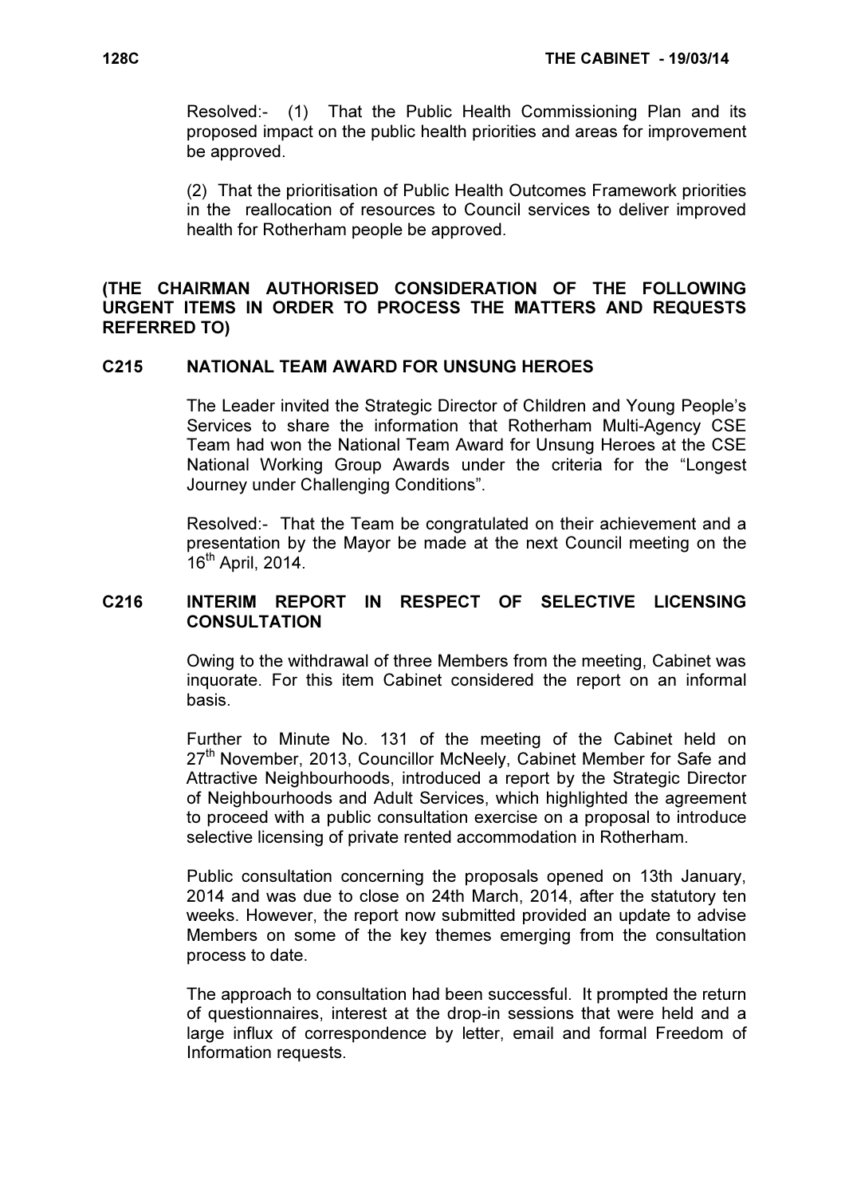Resolved:- (1) That the Public Health Commissioning Plan and its proposed impact on the public health priorities and areas for improvement be approved.

(2) That the prioritisation of Public Health Outcomes Framework priorities in the reallocation of resources to Council services to deliver improved health for Rotherham people be approved.

**(THE CHAIRMAN AUTHORISED CONSIDERATION OF THE FOLLOWING URGENT ITEMS IN ORDER TO PROCESS THE MATTERS AND REQUESTS REFERRED TO)**

## C215 NATIONAL TEAM AWARD FOR UNSUNG HEROES

The Leader invited the Strategic Director of Children and Young People's Services to share the information that Rotherham Multi-Agency CSE Team had won the National Team Award for Unsung Heroes at the CSE National Working Group Awards under the criteria for the "Longest Journey under Challenging Conditions".

Resolved:- That the Team be congratulated on their achievement and a presentation by the Mayor be made at the next Council meeting on the 16th April, 2014.

## C216 INTERIM REPORT IN RESPECT OF SELECTIVE LICENSING CONSULTATION

Owing to the withdrawal of three Members from the meeting, Cabinet was inquorate. For this item Cabinet considered the report on an informal basis.

Further to Minute No. 131 of the meeting of the Cabinet held on 27th November, 2013, Councillor McNeely, Cabinet Member for Safe and Attractive Neighbourhoods, introduced a report by the Strategic Director of Neighbourhoods and Adult Services, which highlighted the agreement to proceed with a public consultation exercise on a proposal to introduce selective licensing of private rented accommodation in Rotherham.

Public consultation concerning the proposals opened on 13th January, 2014 and was due to close on 24th March, 2014, after the statutory ten weeks. However, the report now submitted provided an update to advise Members on some of the key themes emerging from the consultation process to date.

The approach to consultation had been successful. It prompted the return of questionnaires, interest at the drop-in sessions that were held and a large influx of correspondence by letter, email and formal Freedom of Information requests.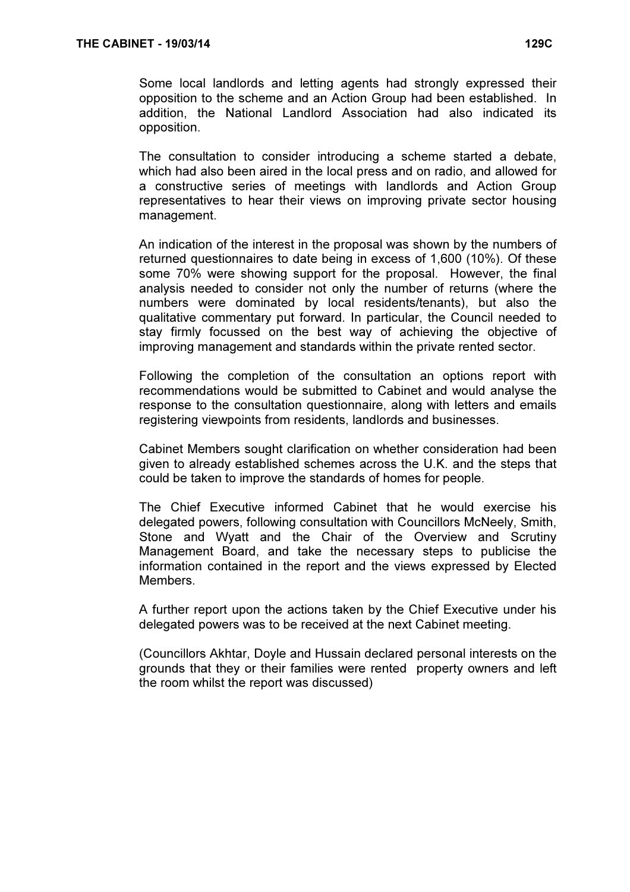Some local landlords and letting agents had strongly expressed their opposition to the scheme and an Action Group had been established. In addition, the National Landlord Association had also indicated its opposition.

The consultation to consider introducing a scheme started a debate, which had also been aired in the local press and on radio, and allowed for a constructive series of meetings with landlords and Action Group representatives to hear their views on improving private sector housing management.

An indication of the interest in the proposal was shown by the numbers of returned questionnaires to date being in excess of 1,600 (10%). Of these some 70% were showing support for the proposal. However, the final analysis needed to consider not only the number of returns (where the numbers were dominated by local residents/tenants), but also the qualitative commentary put forward. In particular, the Council needed to stay firmly focussed on the best way of achieving the objective of improving management and standards within the private rented sector.

Following the completion of the consultation an options report with recommendations would be submitted to Cabinet and would analyse the response to the consultation questionnaire, along with letters and emails registering viewpoints from residents, landlords and businesses.

Cabinet Members sought clarification on whether consideration had been given to already established schemes across the U.K. and the steps that could be taken to improve the standards of homes for people.

The Chief Executive informed Cabinet that he would exercise his delegated powers, following consultation with Councillors McNeely, Smith, Stone and Wyatt and the Chair of the Overview and Scrutiny Management Board, and take the necessary steps to publicise the information contained in the report and the views expressed by Elected Members.

A further report upon the actions taken by the Chief Executive under his delegated powers was to be received at the next Cabinet meeting.

(Councillors Akhtar, Doyle and Hussain declared personal interests on the grounds that they or their families were rented property owners and left the room whilst the report was discussed)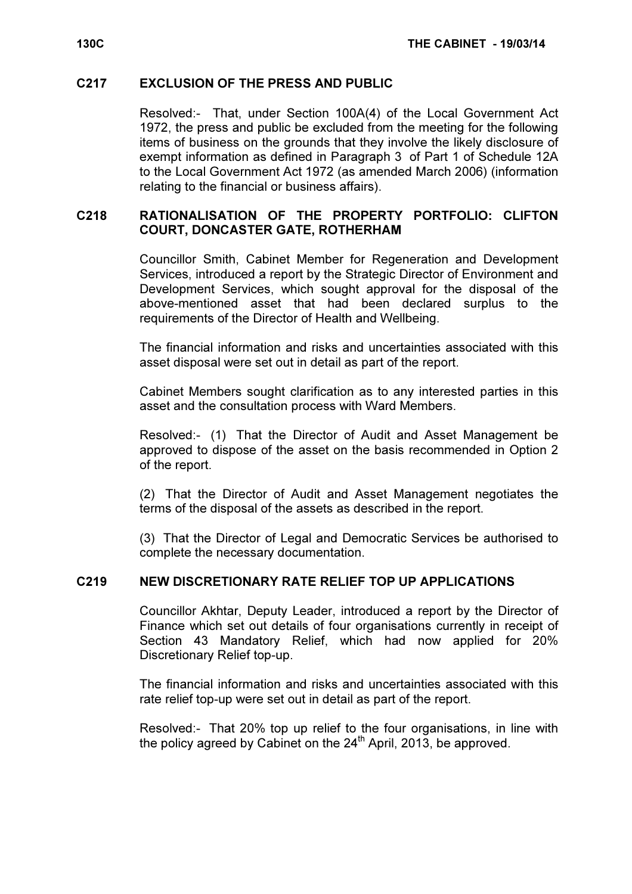## C217 EXCLUSION OF THE PRESS AND PUBLIC

Resolved:- That, under Section 100A(4) of the Local Government Act 1972, the press and public be excluded from the meeting for the following items of business on the grounds that they involve the likely disclosure of exempt information as defined in Paragraph 3 of Part 1 of Schedule 12A to the Local Government Act 1972 (as amended March 2006) (information relating to the financial or business affairs).

## C218 RATIONALISATION OF THE PROPERTY PORTFOLIO: CLIFTON COURT, DONCASTER GATE, ROTHERHAM

Councillor Smith, Cabinet Member for Regeneration and Development Services, introduced a report by the Strategic Director of Environment and Development Services, which sought approval for the disposal of the above-mentioned asset that had been declared surplus to the requirements of the Director of Health and Wellbeing.

The financial information and risks and uncertainties associated with this asset disposal were set out in detail as part of the report.

Cabinet Members sought clarification as to any interested parties in this asset and the consultation process with Ward Members.

Resolved:- (1) That the Director of Audit and Asset Management be approved to dispose of the asset on the basis recommended in Option 2 of the report.

(2) That the Director of Audit and Asset Management negotiates the terms of the disposal of the assets as described in the report.

(3) That the Director of Legal and Democratic Services be authorised to complete the necessary documentation.

## C219 NEW DISCRETIONARY RATE RELIEF TOP UP APPLICATIONS

Councillor Akhtar, Deputy Leader, introduced a report by the Director of Finance which set out details of four organisations currently in receipt of Section 43 Mandatory Relief, which had now applied for 20% Discretionary Relief top-up.

The financial information and risks and uncertainties associated with this rate relief top-up were set out in detail as part of the report.

Resolved:- That 20% top up relief to the four organisations, in line with the policy agreed by Cabinet on the 24th April, 2013, be approved.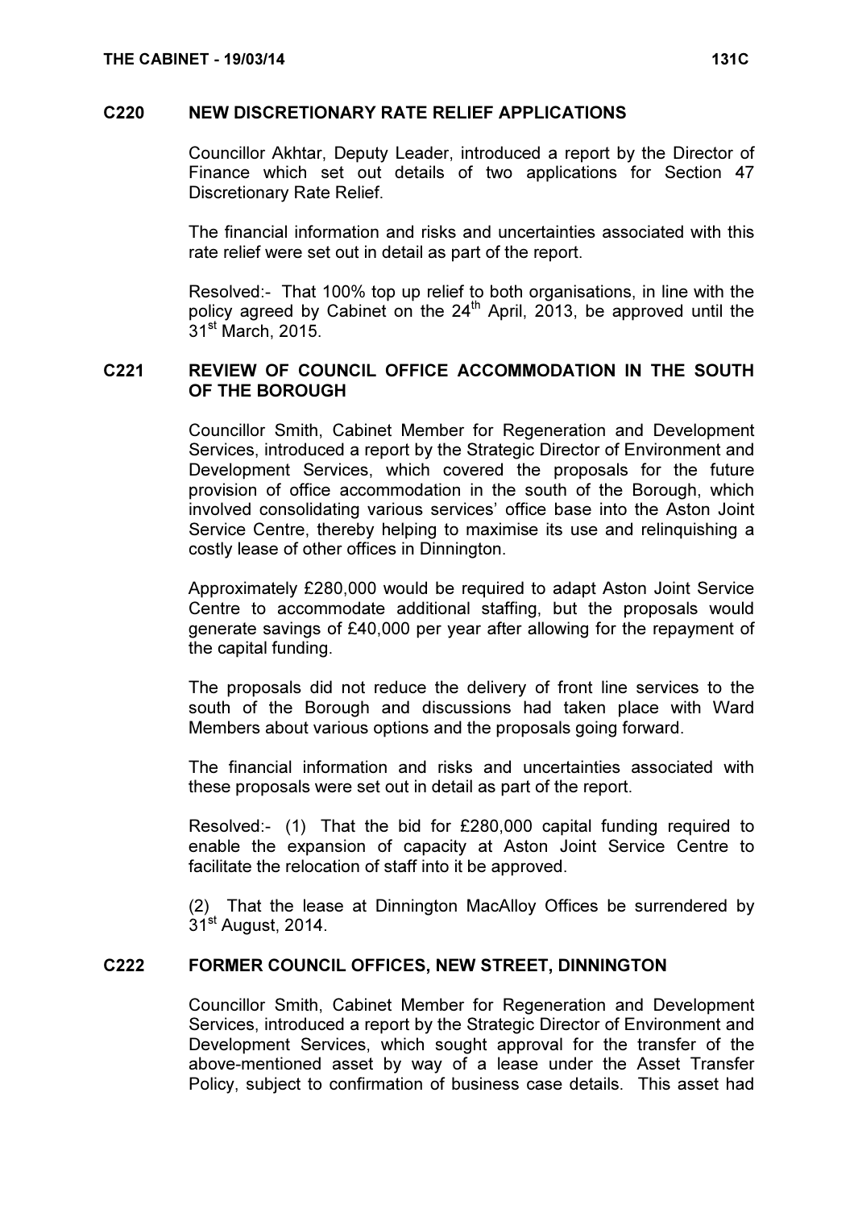## C220 NEW DISCRETIONARY RATE RELIEF APPLICATIONS

Councillor Akhtar, Deputy Leader, introduced a report by the Director of Finance which set out details of two applications for Section 47 Discretionary Rate Relief.

The financial information and risks and uncertainties associated with this rate relief were set out in detail as part of the report.

Resolved:- That 100% top up relief to both organisations, in line with the policy agreed by Cabinet on the 24th April, 2013, be approved until the 31st March, 2015.

## C221 REVIEW OF COUNCIL OFFICE ACCOMMODATION IN THE SOUTH OF THE BOROUGH

Councillor Smith, Cabinet Member for Regeneration and Development Services, introduced a report by the Strategic Director of Environment and Development Services, which covered the proposals for the future provision of office accommodation in the south of the Borough, which involved consolidating various services' office base into the Aston Joint Service Centre, thereby helping to maximise its use and relinquishing a costly lease of other offices in Dinnington.

Approximately £280,000 would be required to adapt Aston Joint Service Centre to accommodate additional staffing, but the proposals would generate savings of £40,000 per year after allowing for the repayment of the capital funding.

The proposals did not reduce the delivery of front line services to the south of the Borough and discussions had taken place with Ward Members about various options and the proposals going forward.

The financial information and risks and uncertainties associated with these proposals were set out in detail as part of the report.

Resolved:- (1) That the bid for £280,000 capital funding required to enable the expansion of capacity at Aston Joint Service Centre to facilitate the relocation of staff into it be approved.

(2) That the lease at Dinnington MacAlloy Offices be surrendered by 31st August, 2014.

## C222 FORMER COUNCIL OFFICES, NEW STREET, DINNINGTON

Councillor Smith, Cabinet Member for Regeneration and Development Services, introduced a report by the Strategic Director of Environment and Development Services, which sought approval for the transfer of the above-mentioned asset by way of a lease under the Asset Transfer Policy, subject to confirmation of business case details. This asset had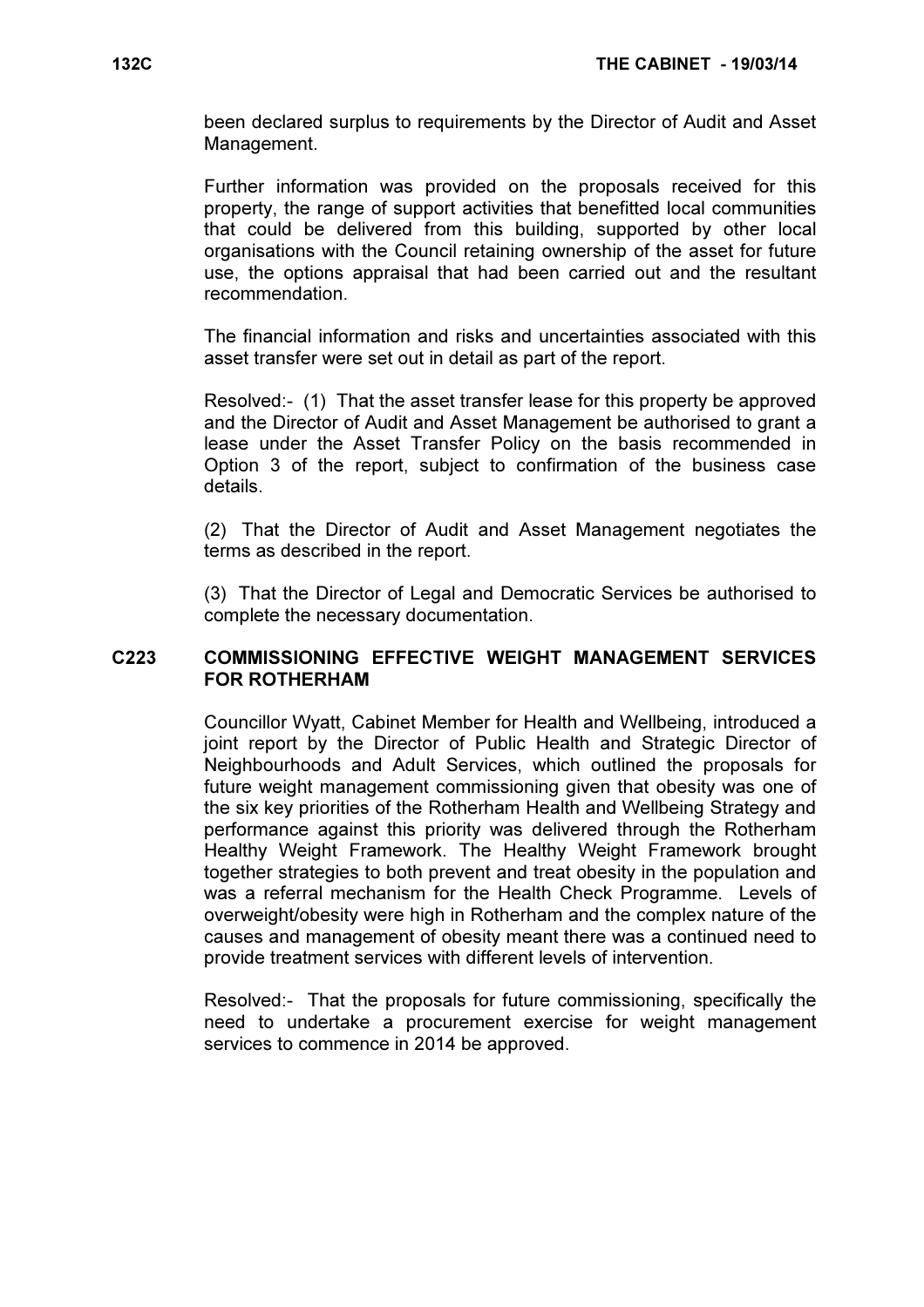been declared surplus to requirements by the Director of Audit and Asset Management.

Further information was provided on the proposals received for this property, the range of support activities that benefitted local communities that could be delivered from this building, supported by other local organisations with the Council retaining ownership of the asset for future use, the options appraisal that had been carried out and the resultant recommendation.

The financial information and risks and uncertainties associated with this asset transfer were set out in detail as part of the report.

Resolved:- (1) That the asset transfer lease for this property be approved and the Director of Audit and Asset Management be authorised to grant a lease under the Asset Transfer Policy on the basis recommended in Option 3 of the report, subject to confirmation of the business case details.

(2) That the Director of Audit and Asset Management negotiates the terms as described in the report.

(3) That the Director of Legal and Democratic Services be authorised to complete the necessary documentation.

## C223 COMMISSIONING EFFECTIVE WEIGHT MANAGEMENT SERVICES FOR ROTHERHAM

Councillor Wyatt, Cabinet Member for Health and Wellbeing, introduced a joint report by the Director of Public Health and Strategic Director of Neighbourhoods and Adult Services, which outlined the proposals for future weight management commissioning given that obesity was one of the six key priorities of the Rotherham Health and Wellbeing Strategy and performance against this priority was delivered through the Rotherham Healthy Weight Framework. The Healthy Weight Framework brought together strategies to both prevent and treat obesity in the population and was a referral mechanism for the Health Check Programme. Levels of overweight/obesity were high in Rotherham and the complex nature of the causes and management of obesity meant there was a continued need to provide treatment services with different levels of intervention.

Resolved:- That the proposals for future commissioning, specifically the need to undertake a procurement exercise for weight management services to commence in 2014 be approved.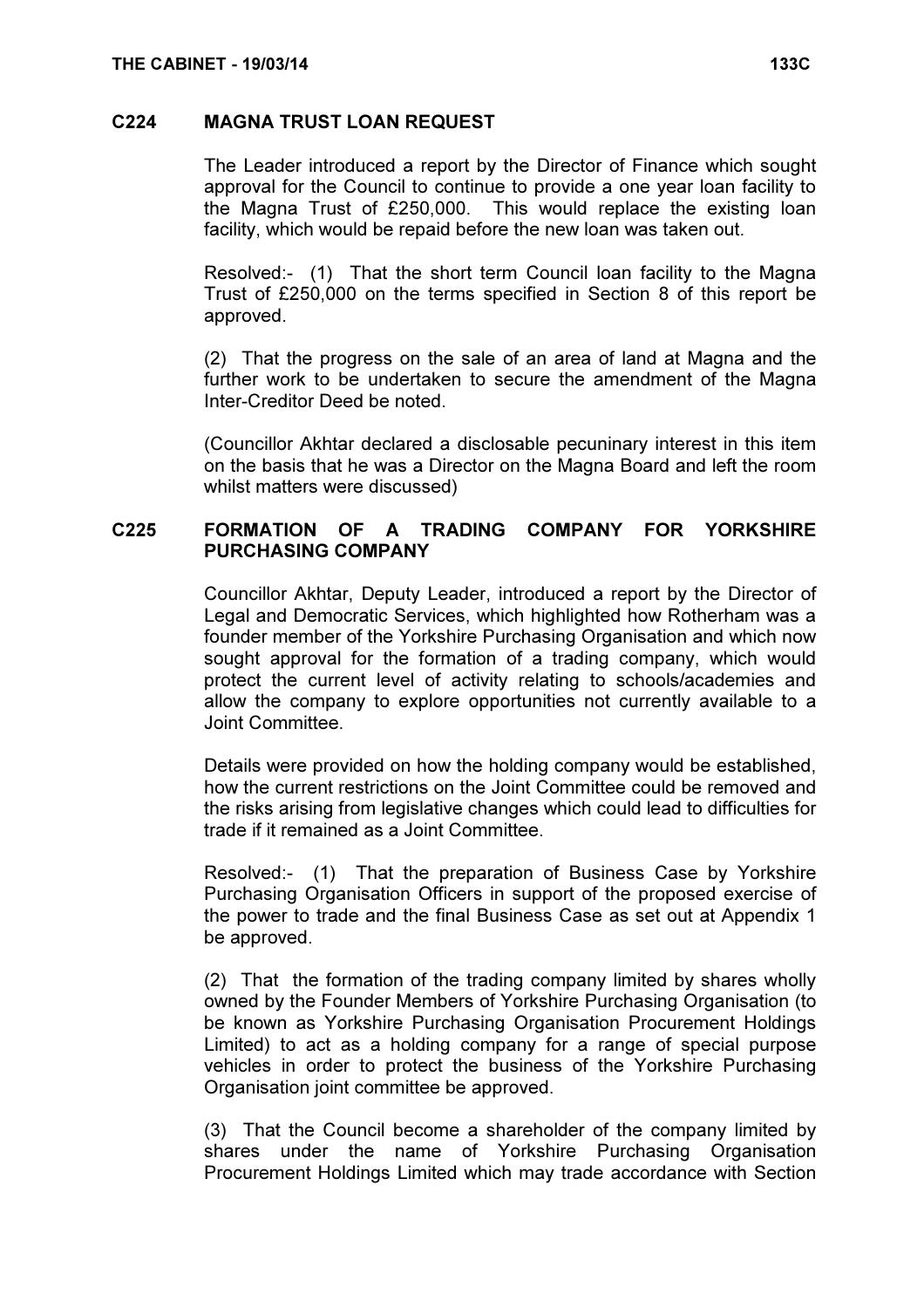## C224 MAGNA TRUST LOAN REQUEST

The Leader introduced a report by the Director of Finance which sought approval for the Council to continue to provide a one year loan facility to the Magna Trust of £250,000. This would replace the existing loan facility, which would be repaid before the new loan was taken out.

Resolved:- (1) That the short term Council loan facility to the Magna Trust of £250,000 on the terms specified in Section 8 of this report be approved.

(2) That the progress on the sale of an area of land at Magna and the further work to be undertaken to secure the amendment of the Magna Inter-Creditor Deed be noted.

(Councillor Akhtar declared a disclosable pecuniary interest in this item on the basis that he was a Director on the Magna Board and left the room whilst matters were discussed)

## C225 FORMATION OF A TRADING COMPANY FOR YORKSHIRE PURCHASING COMPANY

Councillor Akhtar, Deputy Leader, introduced a report by the Director of Legal and Democratic Services, which highlighted how Rotherham was a founder member of the Yorkshire Purchasing Organisation and which now sought approval for the formation of a trading company, which would protect the current level of activity relating to schools/academies and allow the company to explore opportunities not currently available to a Joint Committee.

Details were provided on how the holding company would be established, how the current restrictions on the Joint Committee could be removed and the risks arising from legislative changes which could lead to difficulties for trade if it remained as a Joint Committee.

Resolved:- (1) That the preparation of Business Case by Yorkshire Purchasing Organisation Officers in support of the proposed exercise of the power to trade and the final Business Case as set out at Appendix 1 be approved.

(2) That the formation of the trading company limited by shares wholly owned by the Founder Members of Yorkshire Purchasing Organisation (to be known as Yorkshire Purchasing Organisation Procurement Holdings Limited) to act as a holding company for a range of special purpose vehicles in order to protect the business of the Yorkshire Purchasing Organisation joint committee be approved.

(3) That the Council become a shareholder of the company limited by shares under the name of Yorkshire Purchasing Organisation Procurement Holdings Limited which may trade accordance with Section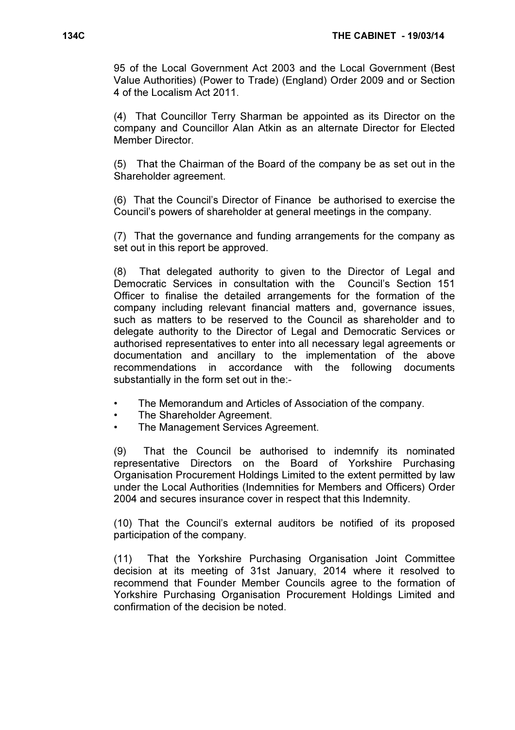95 of the Local Government Act 2003 and the Local Government (Best Value Authorities) (Power to Trade) (England) Order 2009 and or Section 4 of the Localism Act 2011.

(4) That Councillor Terry Sharman be appointed as its Director on the company and Councillor Alan Atkin as an alternate Director for Elected Member Director.

(5) That the Chairman of the Board of the company be as set out in the Shareholder agreement.

(6) That the Council's Director of Finance be authorised to exercise the Council's powers of shareholder at general meetings in the company.

(7) That the governance and funding arrangements for the company as set out in this report be approved.

(8) That delegated authority to given to the Director of Legal and Democratic Services in consultation with the Council's Section 151 Officer to finalise the detailed arrangements for the formation of the company including relevant financial matters and, governance issues, such as matters to be reserved to the Council as shareholder and to delegate authority to the Director of Legal and Democratic Services or authorised representatives to enter into all necessary legal agreements or documentation and ancillary to the implementation of the above recommendations in accordance with the following documents substantially in the form set out in the:-

- The Memorandum and Articles of Association of the company.
- The Shareholder Agreement.
- The Management Services Agreement.

(9) That the Council be authorised to indemnify its nominated representative Directors on the Board of Yorkshire Purchasing Organisation Procurement Holdings Limited to the extent permitted by law under the Local Authorities (Indemnities for Members and Officers) Order 2004 and secures insurance cover in respect that this Indemnity.

(10) That the Council's external auditors be notified of its proposed participation of the company.

(11) That the Yorkshire Purchasing Organisation Joint Committee decision at its meeting of 31st January, 2014 where it resolved to recommend that Founder Member Councils agree to the formation of Yorkshire Purchasing Organisation Procurement Holdings Limited and confirmation of the decision be noted.